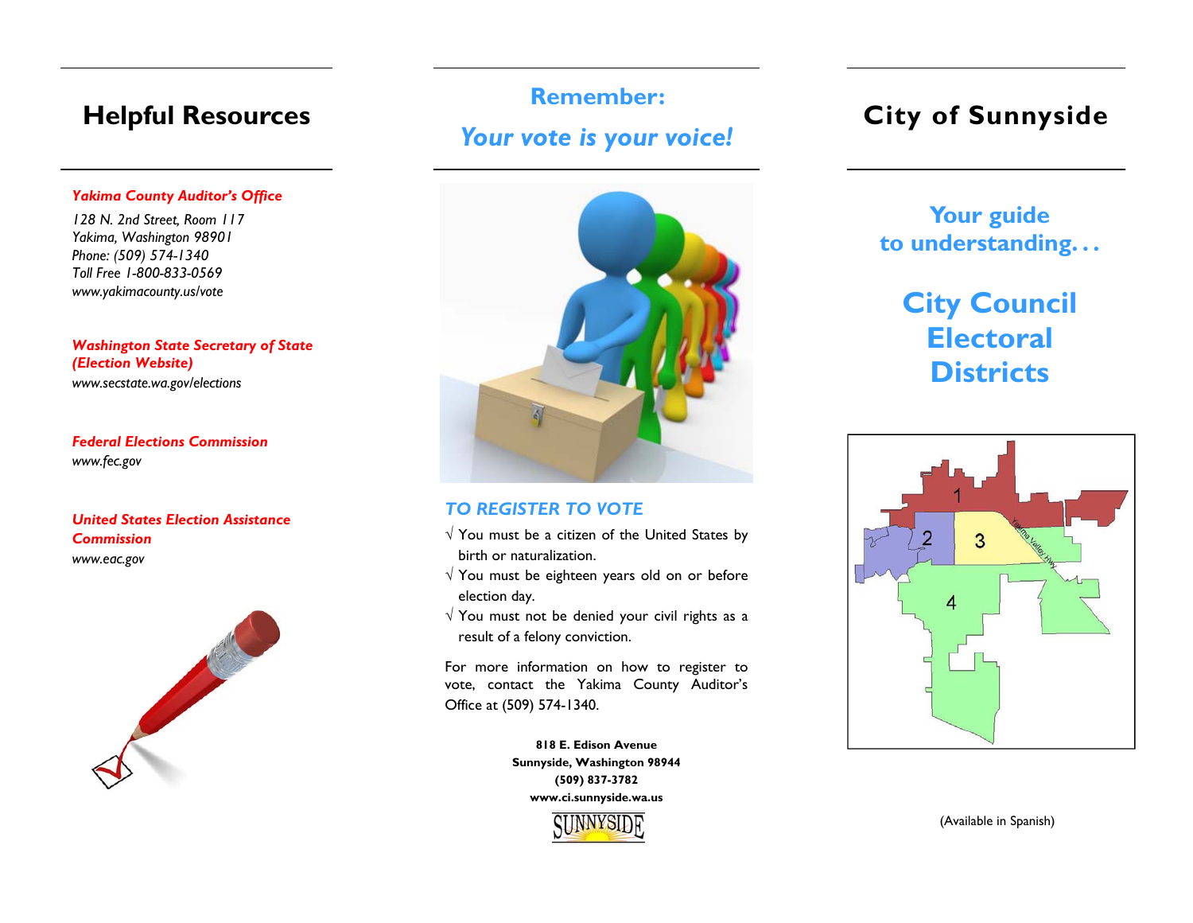## Helpful Resources

***Yakima County Auditor's Office***

*128 N. 2nd Street, Room 117*
*Yakima, Washington 98901*
*Phone: (509) 574-1340*
*Toll Free 1-800-833-0569*
*www.yakimacounty.us/vote*

***Washington State Secretary of State (Election Website)***

*www.secstate.wa.gov/elections*

***Federal Elections Commission***

*www.fec.gov*

***United States Election Assistance Commission***

*www.eac.gov*

## Remember:

## *Your vote is your voice!*

### *TO REGISTER TO VOTE*

√ You must be a citizen of the United States by birth or naturalization.

√ You must be eighteen years old on or before election day.

√ You must not be denied your civil rights as a result of a felony conviction.

For more information on how to register to vote, contact the Yakima County Auditor's Office at (509) 574-1340.

**818 E. Edison Avenue**
**Sunnyside, Washington 98944**
**(509) 837-3782**
**www.ci.sunnyside.wa.us**

SUNNYSIDE

## City of Sunnyside

**Your guide to understanding…**

# City Council Electoral Districts

1 2 3 4 Yakima Valley Hwy

(Available in Spanish)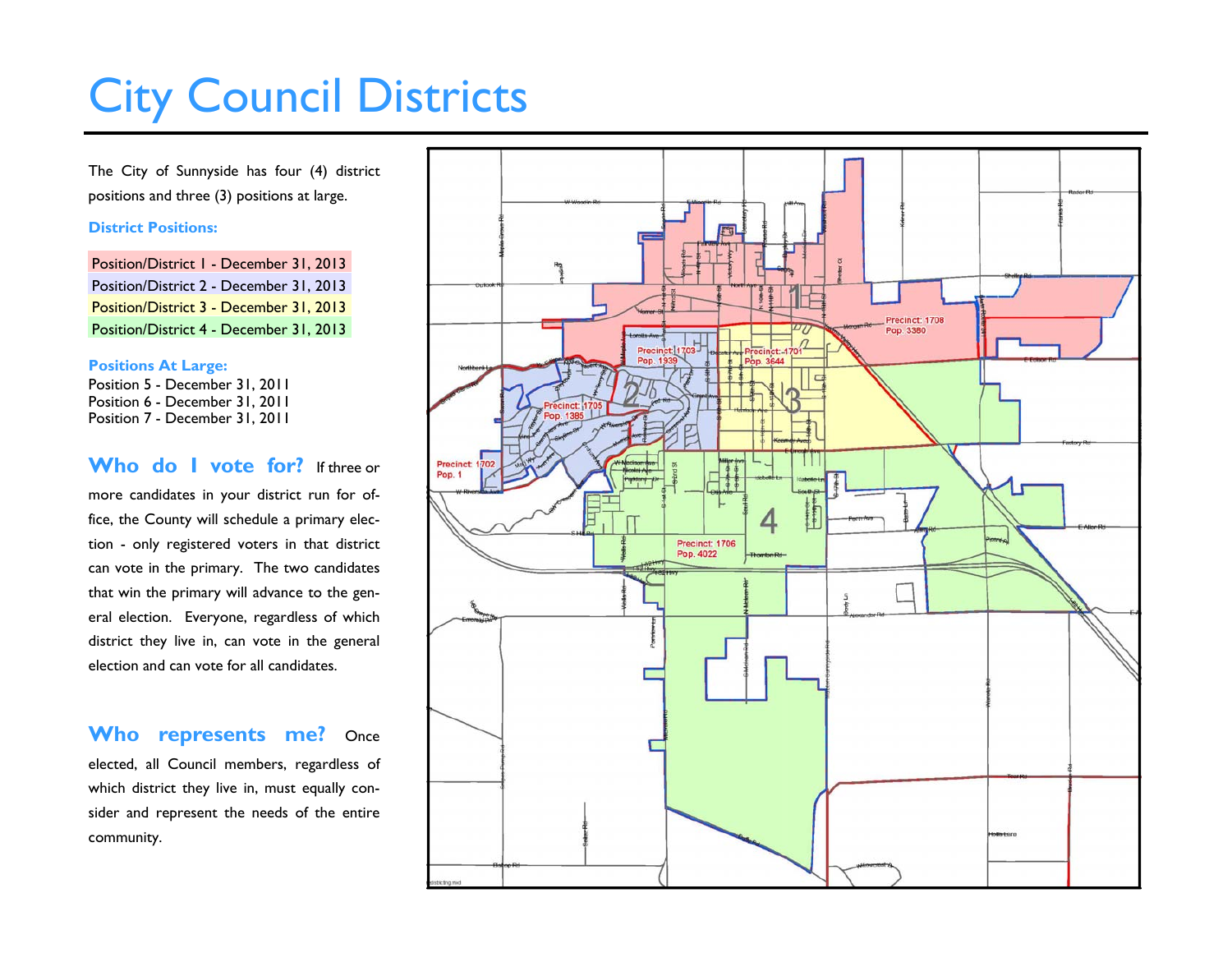# City Council Districts

The City of Sunnyside has four (4) district positions and three (3) positions at large.

**District Positions:**

Position/District 1 - December 31, 2013
Position/District 2 - December 31, 2013
Position/District 3 - December 31, 2013
Position/District 4 - December 31, 2013

**Positions At Large:**

Position 5 - December 31, 2011
Position 6 - December 31, 2011
Position 7 - December 31, 2011

**Who do I vote for?** If three or more candidates in your district run for office, the County will schedule a primary election - only registered voters in that district can vote in the primary. The two candidates that win the primary will advance to the general election. Everyone, regardless of which district they live in, can vote in the general election and can vote for all candidates.

**Who represents me?** Once elected, all Council members, regardless of which district they live in, must equally consider and represent the needs of the entire community.

Precinct 1708
Pop. 3380

Precinct 1703
Pop. 1939

Precinct 1701
Pop. 3644

Precinct 1705
Pop. 1385

Precinct 1702
Pop. 1

Precinct 1706
Pop. 4022

1

2

3

4